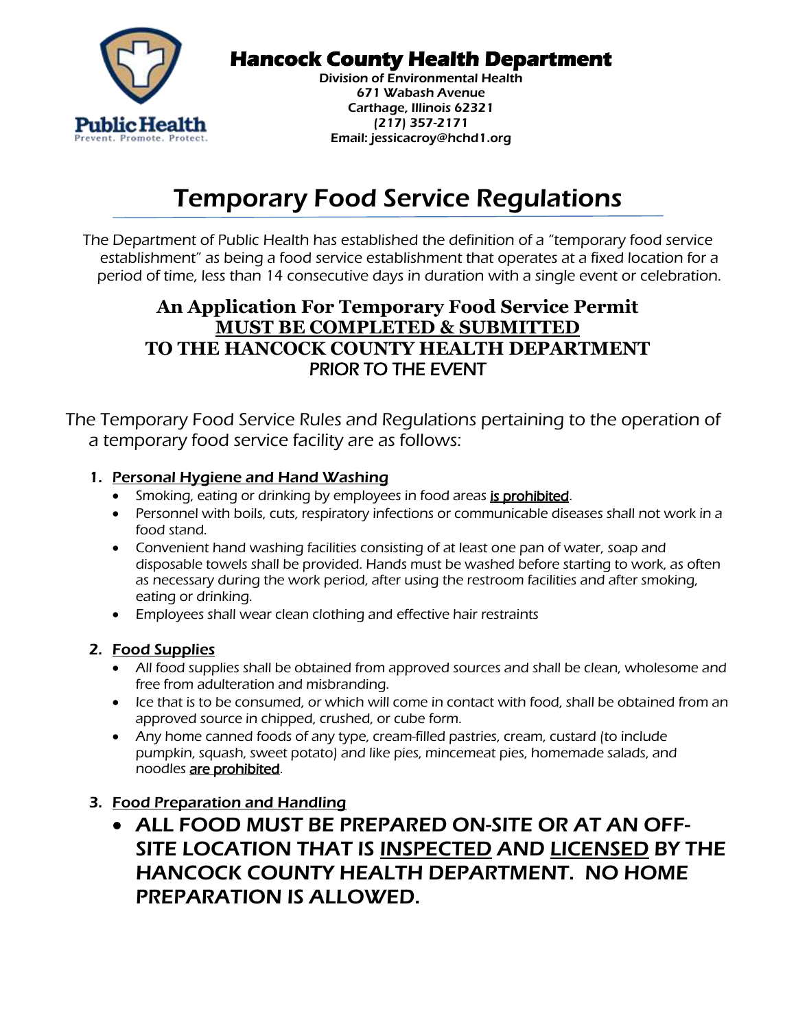Public Health
Prevent. Promote. Protect.

# Hancock County Health Department

Division of Environmental Health
671 Wabash Avenue
Carthage, Illinois 62321
(217) 357-2171
Email: jessicacroy@hchd1.org

# Temporary Food Service Regulations

The Department of Public Health has established the definition of a "temporary food service establishment" as being a food service establishment that operates at a fixed location for a period of time, less than 14 consecutive days in duration with a single event or celebration.

## An Application For Temporary Food Service Permit <u>MUST BE COMPLETED & SUBMITTED</u> TO THE HANCOCK COUNTY HEALTH DEPARTMENT PRIOR TO THE EVENT

The Temporary Food Service Rules and Regulations pertaining to the operation of a temporary food service facility are as follows:

1. **<u>Personal Hygiene and Hand Washing</u>**
   - Smoking, eating or drinking by employees in food areas <u>is prohibited</u>.
   - Personnel with boils, cuts, respiratory infections or communicable diseases shall not work in a food stand.
   - Convenient hand washing facilities consisting of at least one pan of water, soap and disposable towels shall be provided. Hands must be washed before starting to work, as often as necessary during the work period, after using the restroom facilities and after smoking, eating or drinking.
   - Employees shall wear clean clothing and effective hair restraints

2. **<u>Food Supplies</u>**
   - All food supplies shall be obtained from approved sources and shall be clean, wholesome and free from adulteration and misbranding.
   - Ice that is to be consumed, or which will come in contact with food, shall be obtained from an approved source in chipped, crushed, or cube form.
   - Any home canned foods of any type, cream-filled pastries, cream, custard (to include pumpkin, squash, sweet potato) and like pies, mincemeat pies, homemade salads, and noodles <u>are prohibited</u>.

3. **<u>Food Preparation and Handling</u>**
   - **ALL FOOD MUST BE PREPARED ON-SITE OR AT AN OFF-SITE LOCATION THAT IS <u>INSPECTED</u> AND <u>LICENSED</u> BY THE HANCOCK COUNTY HEALTH DEPARTMENT. NO HOME PREPARATION IS ALLOWED.**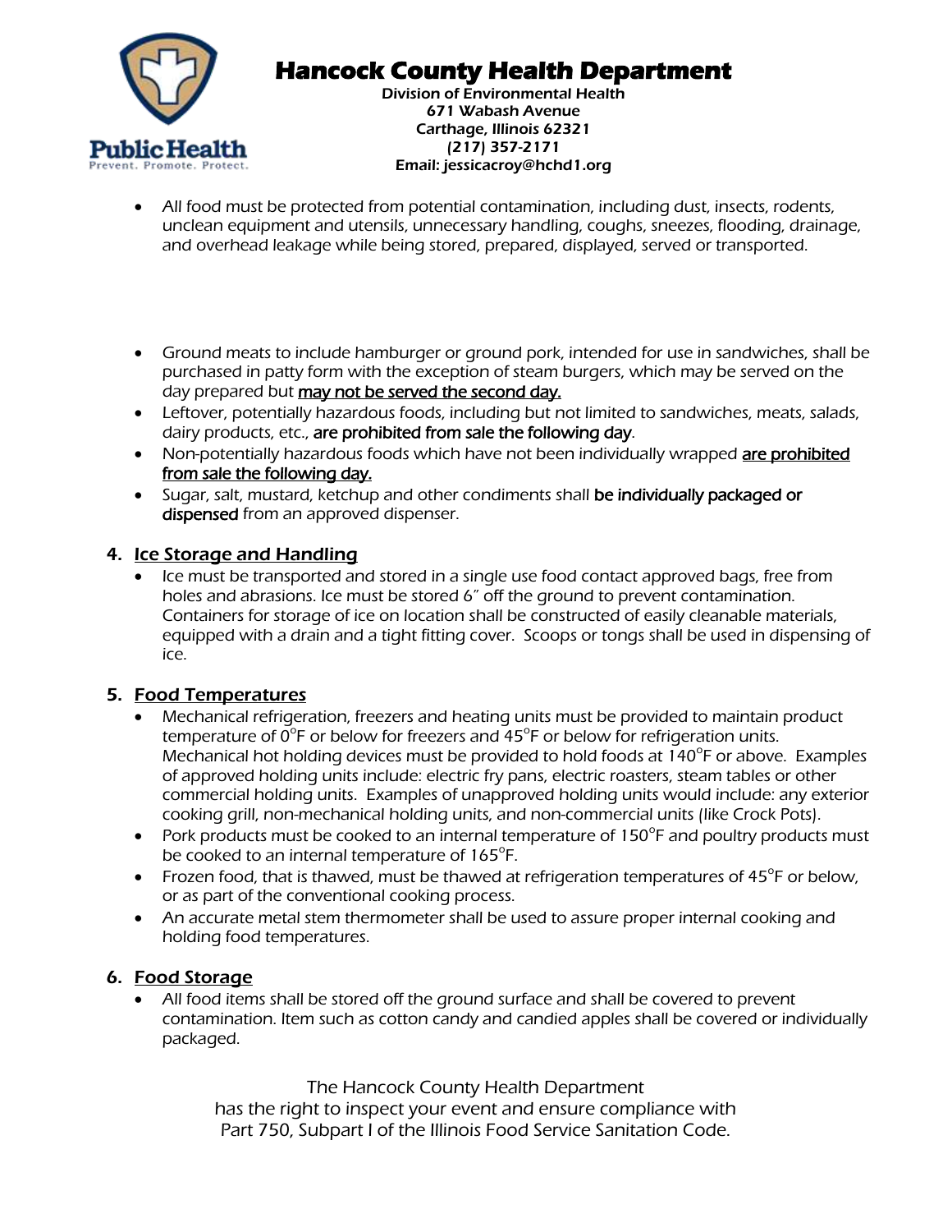# Hancock County Health Department

**Division of Environmental Health**
**671 Wabash Avenue**
**Carthage, Illinois 62321**
**(217) 357-2171**
**Email: jessicacroy@hchd1.org**

- All food must be protected from potential contamination, including dust, insects, rodents, unclean equipment and utensils, unnecessary handling, coughs, sneezes, flooding, drainage, and overhead leakage while being stored, prepared, displayed, served or transported.

- Ground meats to include hamburger or ground pork, intended for use in sandwiches, shall be purchased in patty form with the exception of steam burgers, which may be served on the day prepared but **may not be served the second day.**
- Leftover, potentially hazardous foods, including but not limited to sandwiches, meats, salads, dairy products, etc., **are prohibited from sale the following day**.
- Non-potentially hazardous foods which have not been individually wrapped **are prohibited from sale the following day.**
- Sugar, salt, mustard, ketchup and other condiments shall **be individually packaged or dispensed** from an approved dispenser.

## 4. Ice Storage and Handling

- Ice must be transported and stored in a single use food contact approved bags, free from holes and abrasions. Ice must be stored 6" off the ground to prevent contamination. Containers for storage of ice on location shall be constructed of easily cleanable materials, equipped with a drain and a tight fitting cover. Scoops or tongs shall be used in dispensing of ice.

## 5. Food Temperatures

- Mechanical refrigeration, freezers and heating units must be provided to maintain product temperature of 0°F or below for freezers and 45°F or below for refrigeration units. Mechanical hot holding devices must be provided to hold foods at 140°F or above. Examples of approved holding units include: electric fry pans, electric roasters, steam tables or other commercial holding units. Examples of unapproved holding units would include: any exterior cooking grill, non-mechanical holding units, and non-commercial units (like Crock Pots).
- Pork products must be cooked to an internal temperature of 150°F and poultry products must be cooked to an internal temperature of 165°F.
- Frozen food, that is thawed, must be thawed at refrigeration temperatures of 45°F or below, or as part of the conventional cooking process.
- An accurate metal stem thermometer shall be used to assure proper internal cooking and holding food temperatures.

## 6. Food Storage

- All food items shall be stored off the ground surface and shall be covered to prevent contamination. Item such as cotton candy and candied apples shall be covered or individually packaged.

The Hancock County Health Department
has the right to inspect your event and ensure compliance with
Part 750, Subpart I of the Illinois Food Service Sanitation Code.